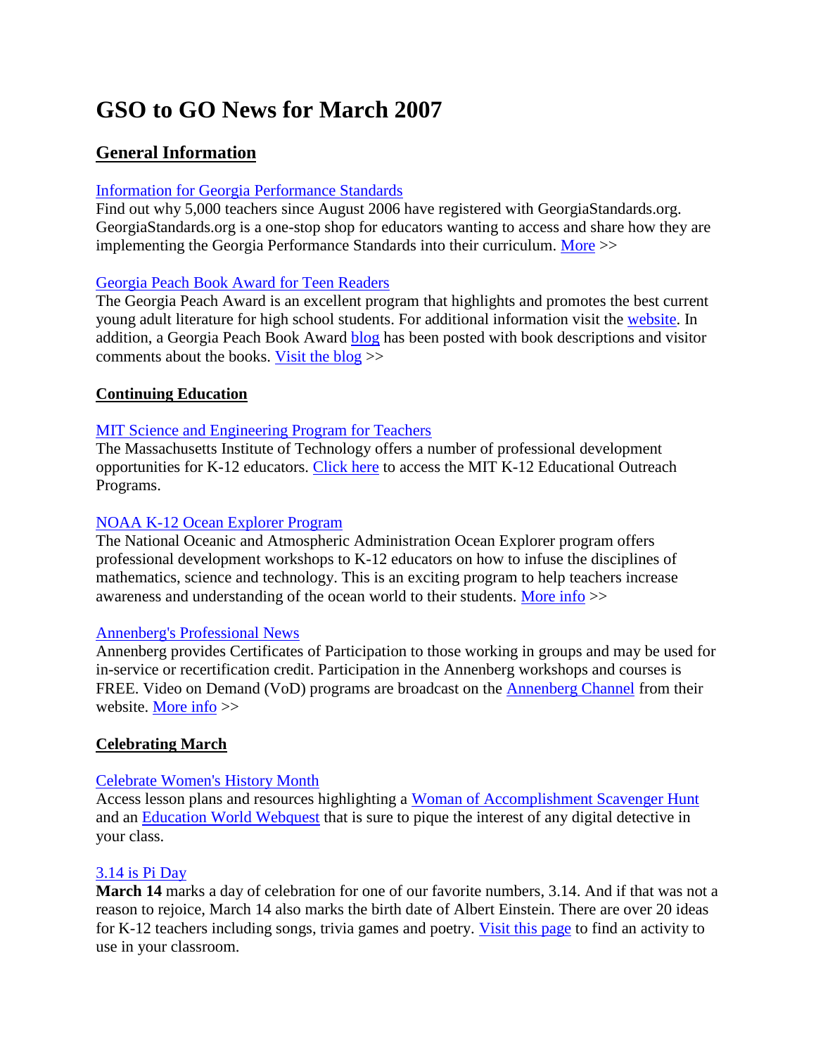# GSO to GO News for March 2007

## General Information

Information for Georgia Performance Standards
Find out why 5,000 teachers since August 2006 have registered with GeorgiaStandards.org. GeorgiaStandards.org is a one-stop shop for educators wanting to access and share how they are implementing the Georgia Performance Standards into their curriculum. More >>

Georgia Peach Book Award for Teen Readers
The Georgia Peach Award is an excellent program that highlights and promotes the best current young adult literature for high school students. For additional information visit the website. In addition, a Georgia Peach Book Award blog has been posted with book descriptions and visitor comments about the books. Visit the blog >>

### Continuing Education

MIT Science and Engineering Program for Teachers
The Massachusetts Institute of Technology offers a number of professional development opportunities for K-12 educators. Click here to access the MIT K-12 Educational Outreach Programs.

NOAA K-12 Ocean Explorer Program
The National Oceanic and Atmospheric Administration Ocean Explorer program offers professional development workshops to K-12 educators on how to infuse the disciplines of mathematics, science and technology. This is an exciting program to help teachers increase awareness and understanding of the ocean world to their students. More info >>

Annenberg's Professional News
Annenberg provides Certificates of Participation to those working in groups and may be used for in-service or recertification credit. Participation in the Annenberg workshops and courses is FREE. Video on Demand (VoD) programs are broadcast on the Annenberg Channel from their website. More info >>

### Celebrating March

Celebrate Women's History Month
Access lesson plans and resources highlighting a Woman of Accomplishment Scavenger Hunt and an Education World Webquest that is sure to pique the interest of any digital detective in your class.

3.14 is Pi Day
**March 14** marks a day of celebration for one of our favorite numbers, 3.14. And if that was not a reason to rejoice, March 14 also marks the birth date of Albert Einstein. There are over 20 ideas for K-12 teachers including songs, trivia games and poetry. Visit this page to find an activity to use in your classroom.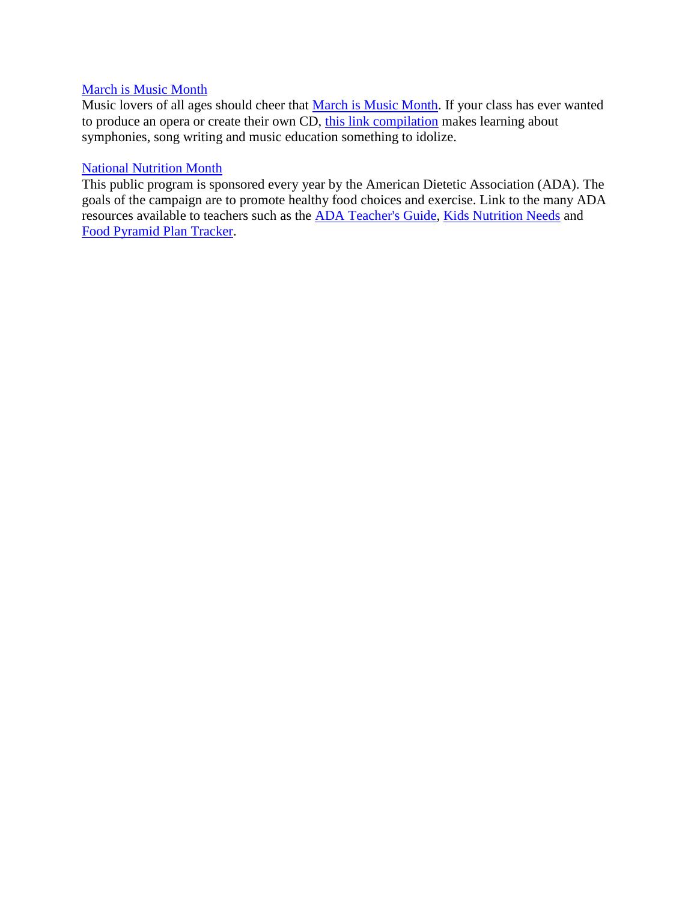March is Music Month
Music lovers of all ages should cheer that March is Music Month. If your class has ever wanted to produce an opera or create their own CD, this link compilation makes learning about symphonies, song writing and music education something to idolize.

National Nutrition Month
This public program is sponsored every year by the American Dietetic Association (ADA). The goals of the campaign are to promote healthy food choices and exercise. Link to the many ADA resources available to teachers such as the ADA Teacher's Guide, Kids Nutrition Needs and Food Pyramid Plan Tracker.